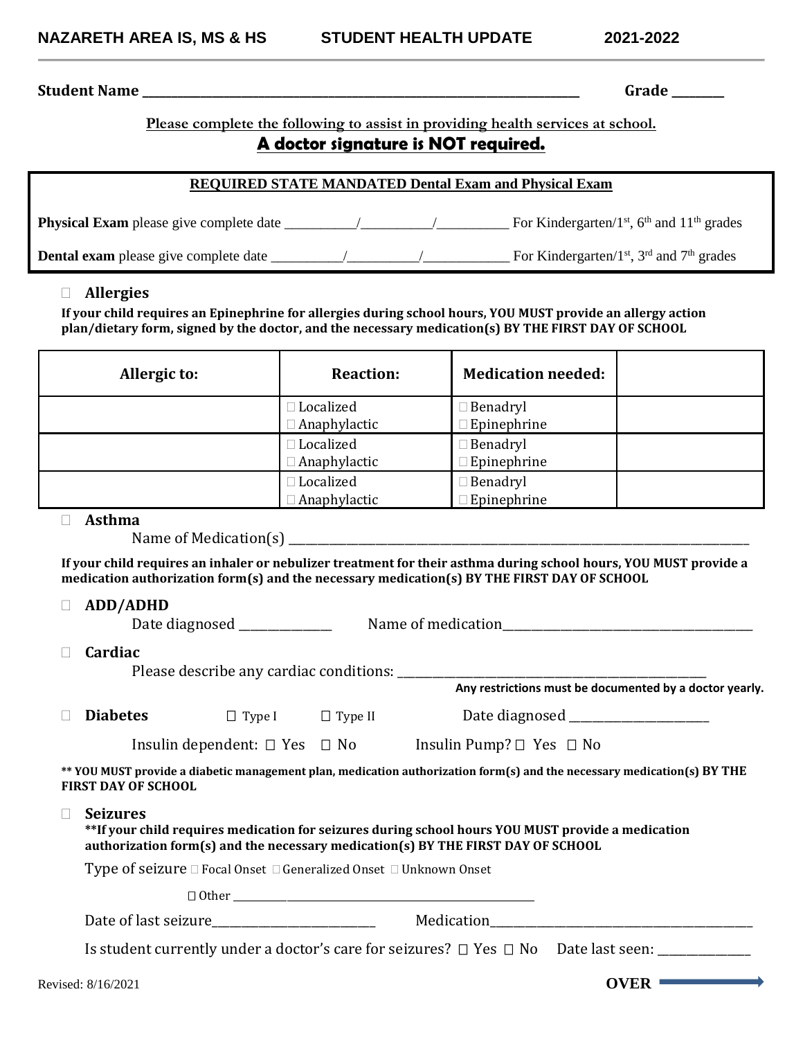**NAZARETH AREA IS, MS & HS STUDENT HEALTH UPDATE 2021-2022**

**Student Name** ______________________________________________________________ **Grade** _______

**Please complete the following to assist in providing health services at school.**

**A doctor signature is NOT required.**

**REQUIRED STATE MANDATED Dental Exam and Physical Exam**

**Physical Exam** please give complete date __________/__________/__________ For Kindergarten/1st, 6th and 11th grades

**Dental exam** please give complete date __________/__________/____________ For Kindergarten/1st, 3rd and 7th grades

☐ **Allergies**

**If your child requires an Epinephrine for allergies during school hours, YOU MUST provide an allergy action plan/dietary form, signed by the doctor, and the necessary medication(s) BY THE FIRST DAY OF SCHOOL**

| Allergic to: | Reaction: | Medication needed: | |
|---|---|---|---|
| | ☐ Localized<br>☐ Anaphylactic | ☐ Benadryl<br>☐ Epinephrine | |
| | ☐ Localized<br>☐ Anaphylactic | ☐ Benadryl<br>☐ Epinephrine | |
| | ☐ Localized<br>☐ Anaphylactic | ☐ Benadryl<br>☐ Epinephrine | |

☐ **Asthma**

Name of Medication(s) ________________________________________________________________

**If your child requires an inhaler or nebulizer treatment for their asthma during school hours, YOU MUST provide a medication authorization form(s) and the necessary medication(s) BY THE FIRST DAY OF SCHOOL**

☐ **ADD/ADHD**

Date diagnosed ______________ Name of medication________________________________________

☐ **Cardiac**

Please describe any cardiac conditions: ____________________________________________________

**Any restrictions must be documented by a doctor yearly.**

☐ **Diabetes** ☐ Type I ☐ Type II Date diagnosed ______________________

Insulin dependent: ☐ Yes ☐ No Insulin Pump? ☐ Yes ☐ No

**** YOU MUST provide a diabetic management plan, medication authorization form(s) and the necessary medication(s) BY THE FIRST DAY OF SCHOOL**

☐ **Seizures**

****If your child requires medication for seizures during school hours YOU MUST provide a medication authorization form(s) and the necessary medication(s) BY THE FIRST DAY OF SCHOOL**

Type of seizure ☐ Focal Onset ☐ Generalized Onset ☐ Unknown Onset

☐ Other ____________________________________________________

Date of last seizure__________________________ Medication__________________________________________

Is student currently under a doctor's care for seizures? ☐ Yes ☐ No Date last seen: ______________

Revised: 8/16/2021

**OVER**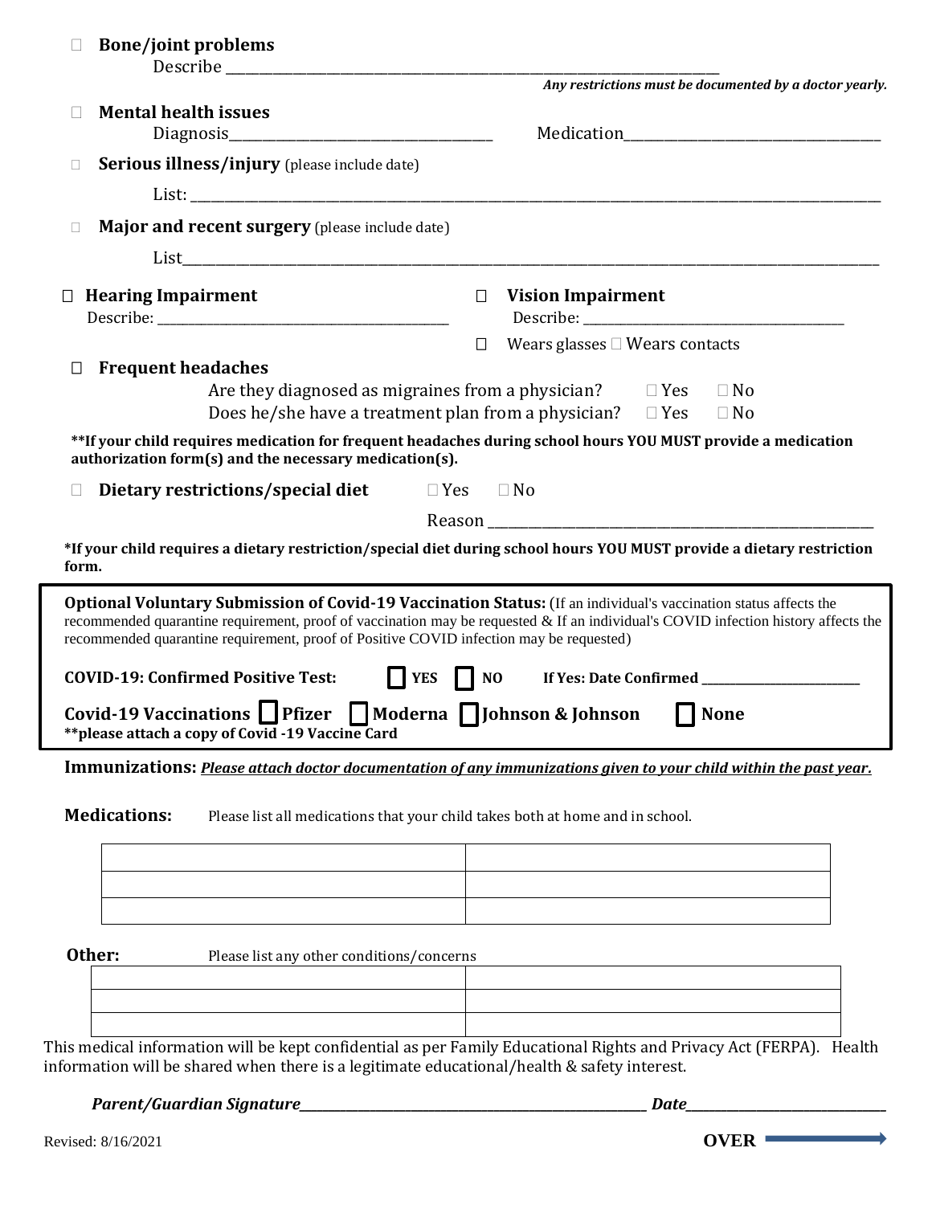☐ **Bone/joint problems**

Describe ____________________________________________________________

***Any restrictions must be documented by a doctor yearly.***

☐ **Mental health issues**

Diagnosis_______________________________ Medication_______________________________

☐ **Serious illness/injury** (please include date)

List: ______________________________________________________________________________

☐ **Major and recent surgery** (please include date)

List_______________________________________________________________________________

☐ **Hearing Impairment**

Describe: ___________________________________

☐ **Vision Impairment**

Describe: ______________________________

☐ Wears glasses ☐ Wears contacts

☐ **Frequent headaches**

Are they diagnosed as migraines from a physician? ☐ Yes ☐ No

Does he/she have a treatment plan from a physician? ☐ Yes ☐ No

**\*\*If your child requires medication for frequent headaches during school hours YOU MUST provide a medication authorization form(s) and the necessary medication(s).**

☐ **Dietary restrictions/special diet** ☐ Yes ☐ No

Reason ____________________________________________

**\*If your child requires a dietary restriction/special diet during school hours YOU MUST provide a dietary restriction form.**

**Optional Voluntary Submission of Covid-19 Vaccination Status:** (If an individual's vaccination status affects the recommended quarantine requirement, proof of vaccination may be requested & If an individual's COVID infection history affects the recommended quarantine requirement, proof of Positive COVID infection may be requested)

**COVID-19: Confirmed Positive Test:** ☐ **YES** ☐ **NO** **If Yes: Date Confirmed** ____________________

**Covid-19 Vaccinations** ☐ **Pfizer** ☐ **Moderna** ☐ **Johnson & Johnson** ☐ **None**

**\*\*please attach a copy of Covid -19 Vaccine Card**

**Immunizations:** ***<u>Please attach doctor documentation of any immunizations given to your child within the past year.</u>***

**Medications:** Please list all medications that your child takes both at home and in school.

| | |
|---|---|
| | |
| | |
| | |

**Other:** Please list any other conditions/concerns

| | |
|---|---|
| | |
| | |
| | |

This medical information will be kept confidential as per Family Educational Rights and Privacy Act (FERPA). Health information will be shared when there is a legitimate educational/health & safety interest.

***Parent/Guardian Signature*****_________________________________________** ***Date*****______________________**

Revised: 8/16/2021

**OVER** →